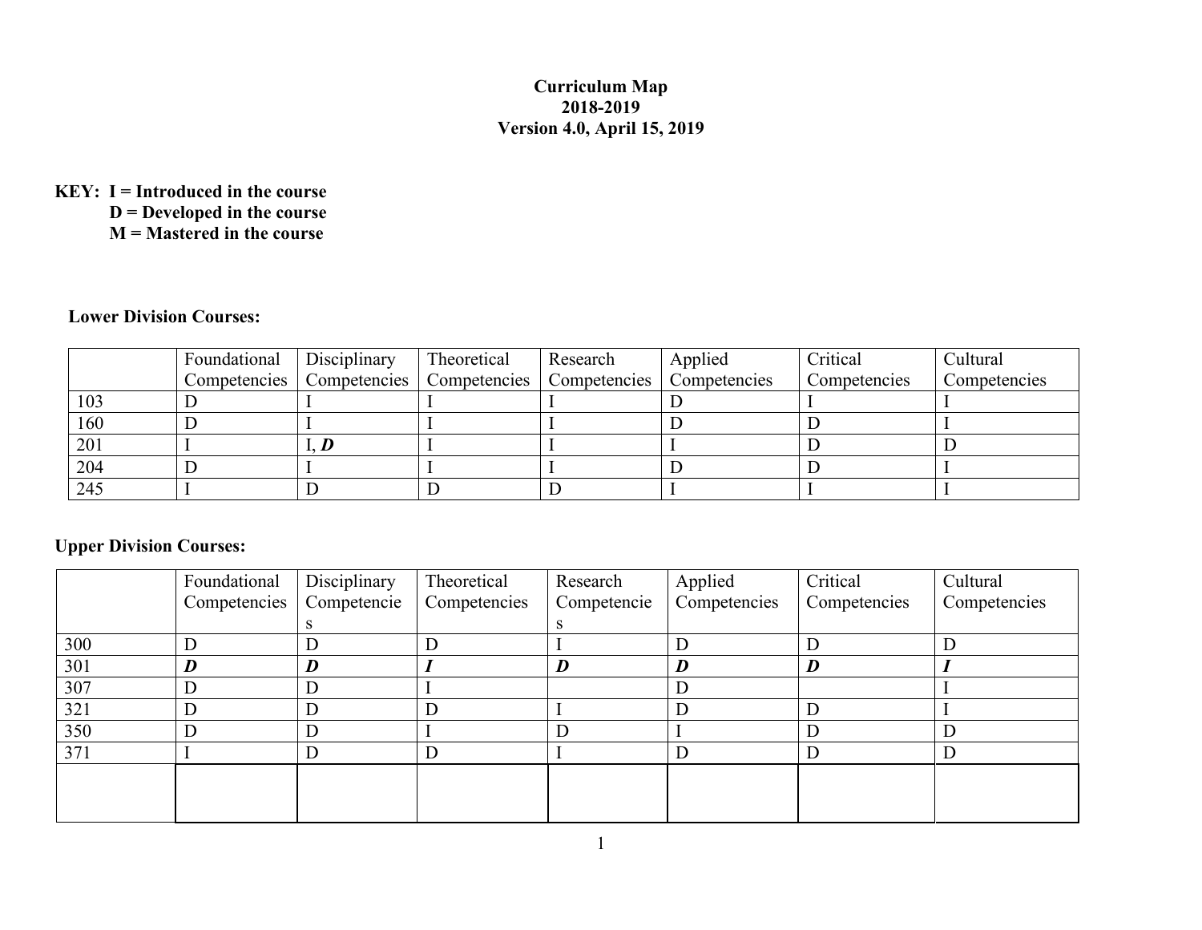**Curriculum Map**
**2018-2019**
**Version 4.0, April 15, 2019**

**KEY: I = Introduced in the course**
**D = Developed in the course**
**M = Mastered in the course**

**Lower Division Courses:**

| | Foundational Competencies | Disciplinary Competencies | Theoretical Competencies | Research Competencies | Applied Competencies | Critical Competencies | Cultural Competencies |
|---|---|---|---|---|---|---|---|
| 103 | D | I | I | I | D | I | I |
| 160 | D | I | I | I | D | D | I |
| 201 | I | I, ***D*** | I | I | I | D | D |
| 204 | D | I | I | I | D | D | I |
| 245 | I | D | D | D | I | I | I |

**Upper Division Courses:**

| | Foundational Competencies | Disciplinary Competencies | Theoretical Competencies | Research Competencies | Applied Competencies | Critical Competencies | Cultural Competencies |
|---|---|---|---|---|---|---|---|
| 300 | D | D | D | I | D | D | D |
| 301 | ***D*** | ***D*** | ***I*** | ***D*** | ***D*** | ***D*** | ***I*** |
| 307 | D | D | I | | D | | I |
| 321 | D | D | D | I | D | D | I |
| 350 | D | D | I | D | I | D | D |
| 371 | I | D | D | I | D | D | D |
| | | | | | | | |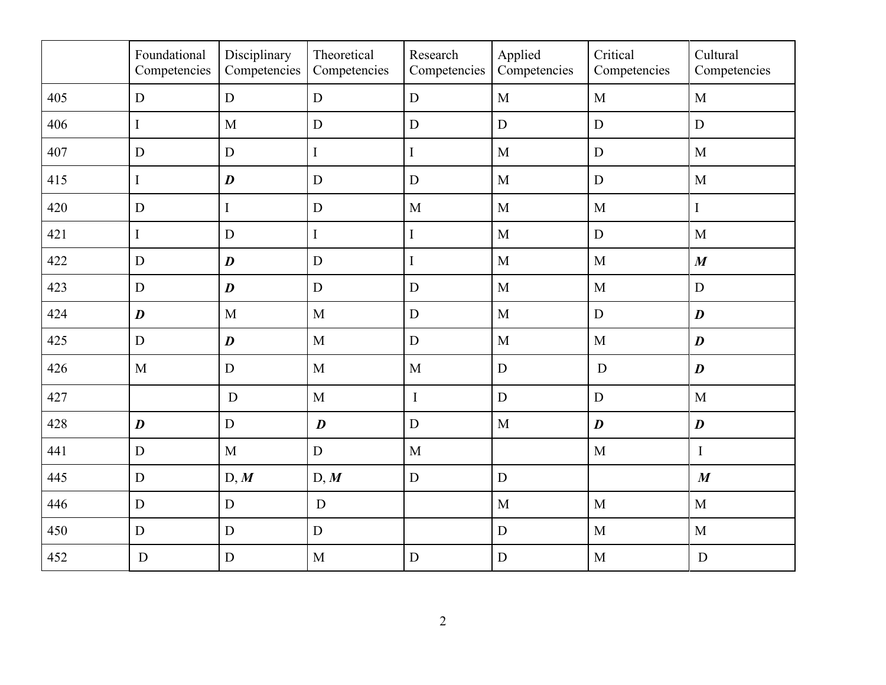| | Foundational Competencies | Disciplinary Competencies | Theoretical Competencies | Research Competencies | Applied Competencies | Critical Competencies | Cultural Competencies |
|---|---|---|---|---|---|---|---|
| 405 | D | D | D | D | M | M | M |
| 406 | I | M | D | D | D | D | D |
| 407 | D | D | I | I | M | D | M |
| 415 | I | ***D*** | D | D | M | D | M |
| 420 | D | I | D | M | M | M | I |
| 421 | I | D | I | I | M | D | M |
| 422 | D | ***D*** | D | I | M | M | ***M*** |
| 423 | D | ***D*** | D | D | M | M | D |
| 424 | ***D*** | M | M | D | M | D | ***D*** |
| 425 | D | ***D*** | M | D | M | M | ***D*** |
| 426 | M | D | M | M | D | D | ***D*** |
| 427 | | D | M | I | D | D | M |
| 428 | ***D*** | D | ***D*** | D | M | ***D*** | ***D*** |
| 441 | D | M | D | M | | M | I |
| 445 | D | D, ***M*** | D, ***M*** | D | D | | ***M*** |
| 446 | D | D | D | | M | M | M |
| 450 | D | D | D | | D | M | M |
| 452 | D | D | M | D | D | M | D |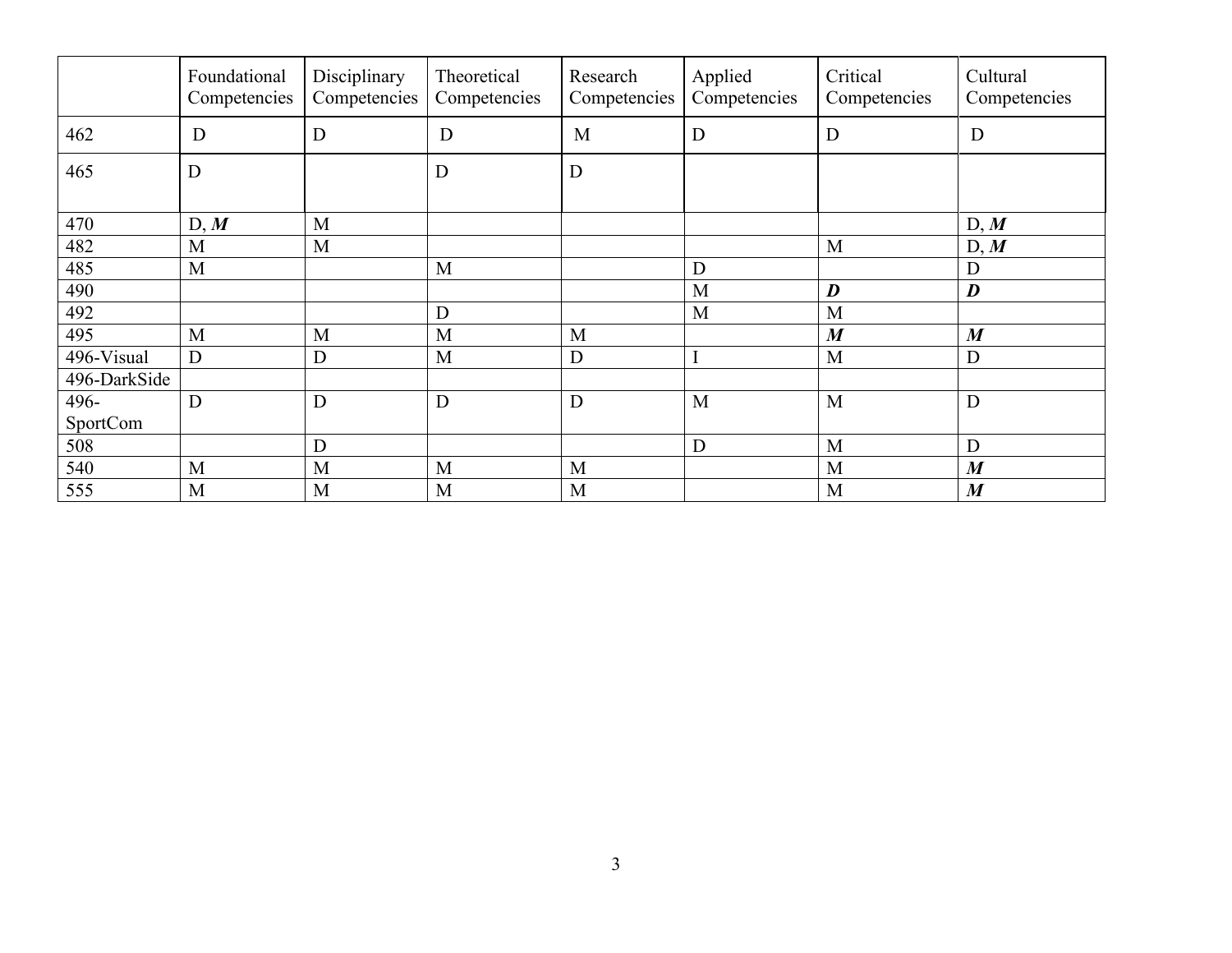| | Foundational Competencies | Disciplinary Competencies | Theoretical Competencies | Research Competencies | Applied Competencies | Critical Competencies | Cultural Competencies |
|---|---|---|---|---|---|---|---|
| 462 | D | D | D | M | D | D | D |
| 465 | D | | D | D | | | |
| 470 | D, ***M*** | M | | | | | D, ***M*** |
| 482 | M | M | | | | M | D, ***M*** |
| 485 | M | | M | | D | | D |
| 490 | | | | | M | ***D*** | ***D*** |
| 492 | | | D | | M | M | |
| 495 | M | M | M | M | | ***M*** | ***M*** |
| 496-Visual | D | D | M | D | I | M | D |
| 496-DarkSide | | | | | | | |
| 496-SportCom | D | D | D | D | M | M | D |
| 508 | | D | | | D | M | D |
| 540 | M | M | M | M | | M | ***M*** |
| 555 | M | M | M | M | | M | ***M*** |